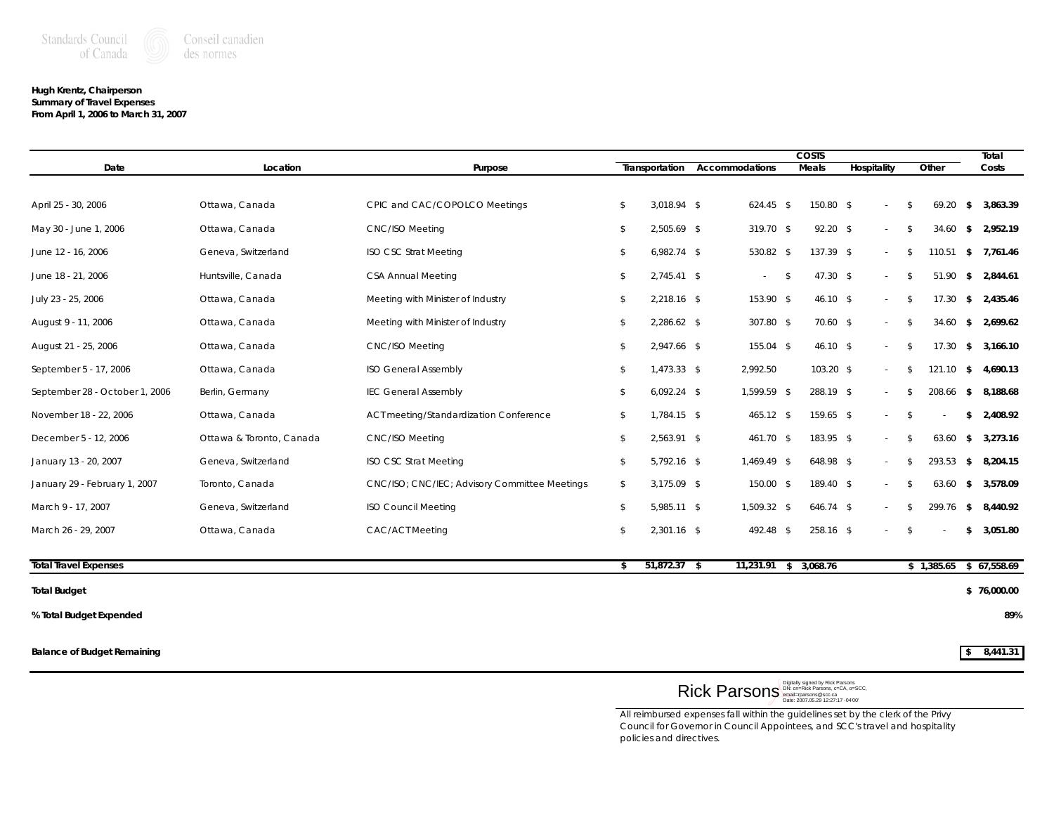Standards Council of Canada — Conseil canadien des normes

**Hugh Krentz, Chairperson**
**Summary of Travel Expenses**
**From April 1, 2006 to March 31, 2007**

| Date | Location | Purpose | COSTS | | | | | Total |
|---|---|---|---|---|---|---|---|---|
| | | | Transportation | Accommodations | Meals | Hospitality | Other | Costs |
| April 25 - 30, 2006 | Ottawa, Canada | CPIC and CAC/COPOLCO Meetings | $ 3,018.94 | $ 624.45 | $ 150.80 | $ - | $ 69.20 | **$ 3,863.39** |
| May 30 - June 1, 2006 | Ottawa, Canada | CNC/ISO Meeting | $ 2,505.69 | $ 319.70 | $ 92.20 | $ - | $ 34.60 | **$ 2,952.19** |
| June 12 - 16, 2006 | Geneva, Switzerland | ISO CSC Strat Meeting | $ 6,982.74 | $ 530.82 | $ 137.39 | $ - | $ 110.51 | **$ 7,761.46** |
| June 18 - 21, 2006 | Huntsville, Canada | CSA Annual Meeting | $ 2,745.41 | $ - | $ 47.30 | $ - | $ 51.90 | **$ 2,844.61** |
| July 23 - 25, 2006 | Ottawa, Canada | Meeting with Minister of Industry | $ 2,218.16 | $ 153.90 | $ 46.10 | $ - | $ 17.30 | **$ 2,435.46** |
| August 9 - 11, 2006 | Ottawa, Canada | Meeting with Minister of Industry | $ 2,286.62 | $ 307.80 | $ 70.60 | $ - | $ 34.60 | **$ 2,699.62** |
| August 21 - 25, 2006 | Ottawa, Canada | CNC/ISO Meeting | $ 2,947.66 | $ 155.04 | $ 46.10 | $ - | $ 17.30 | **$ 3,166.10** |
| September 5 - 17, 2006 | Ottawa, Canada | ISO General Assembly | $ 1,473.33 | $ 2,992.50 | 103.20 | $ - | $ 121.10 | **$ 4,690.13** |
| September 28 - October 1, 2006 | Berlin, Germany | IEC General Assembly | $ 6,092.24 | $ 1,599.59 | $ 288.19 | $ - | $ 208.66 | **$ 8,188.68** |
| November 18 - 22, 2006 | Ottawa, Canada | ACT meeting/Standardization Conference | $ 1,784.15 | $ 465.12 | $ 159.65 | $ - | $ - | **$ 2,408.92** |
| December 5 - 12, 2006 | Ottawa & Toronto, Canada | CNC/ISO Meeting | $ 2,563.91 | $ 461.70 | $ 183.95 | $ - | $ 63.60 | **$ 3,273.16** |
| January 13 - 20, 2007 | Geneva, Switzerland | ISO CSC Strat Meeting | $ 5,792.16 | $ 1,469.49 | $ 648.98 | $ - | $ 293.53 | **$ 8,204.15** |
| January 29 - February 1, 2007 | Toronto, Canada | CNC/ISO; CNC/IEC; Advisory Committee Meetings | $ 3,175.09 | $ 150.00 | $ 189.40 | $ - | $ 63.60 | **$ 3,578.09** |
| March 9 - 17, 2007 | Geneva, Switzerland | ISO Council Meeting | $ 5,985.11 | $ 1,509.32 | $ 646.74 | $ - | $ 299.76 | **$ 8,440.92** |
| March 26 - 29, 2007 | Ottawa, Canada | CAC/ACT Meeting | $ 2,301.16 | $ 492.48 | $ 258.16 | $ - | $ - | **$ 3,051.80** |
| **Total Travel Expenses** | | | **$ 51,872.37** | **$ 11,231.91** | **$ 3,068.76** | | **$ 1,385.65** | **$ 67,558.69** |
| **Total Budget** | | | | | | | | **$ 76,000.00** |
| **% Total Budget Expended** | | | | | | | | **89%** |
| **Balance of Budget Remaining** | | | | | | | | **$ 8,441.31** |

Rick Parsons
Digitally signed by Rick Parsons
DN: cn=Rick Parsons, c=CA, o=SCC, email=rparsons@scc.ca
Date: 2007.05.29 12:27:17 -04'00'

All reimbursed expenses fall within the guidelines set by the clerk of the Privy Council for Governor in Council Appointees, and SCC's travel and hospitality policies and directives.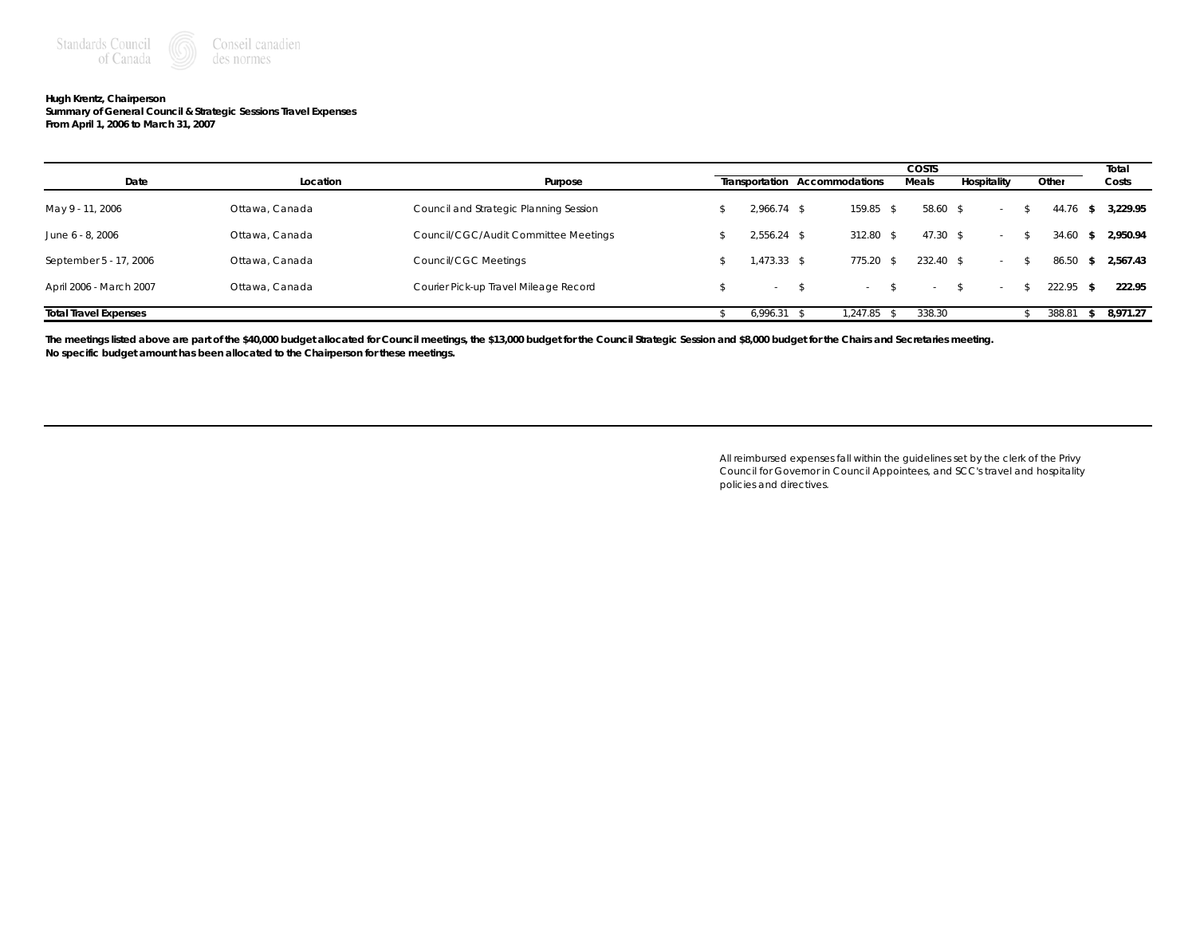Standards Council of Canada | Conseil canadien des normes

**Hugh Krentz, Chairperson**
**Summary of General Council & Strategic Sessions Travel Expenses**
**From April 1, 2006 to March 31, 2007**

| Date | Location | Purpose | COSTS Transportation | Accommodations | Meals | Hospitality | Other | Total Costs |
|---|---|---|---|---|---|---|---|---|
| May 9 - 11, 2006 | Ottawa, Canada | Council and Strategic Planning Session | $ 2,966.74 | $ 159.85 | $ 58.60 | $ - | $ 44.76 | **$ 3,229.95** |
| June 6 - 8, 2006 | Ottawa, Canada | Council/CGC/Audit Committee Meetings | $ 2,556.24 | $ 312.80 | $ 47.30 | $ - | $ 34.60 | **$ 2,950.94** |
| September 5 - 17, 2006 | Ottawa, Canada | Council/CGC Meetings | $ 1,473.33 | $ 775.20 | $ 232.40 | $ - | $ 86.50 | **$ 2,567.43** |
| April 2006 - March 2007 | Ottawa, Canada | Courier Pick-up Travel Mileage Record | $ - | $ - | $ - | $ - | $ 222.95 | **$ 222.95** |
| **Total Travel Expenses** | | | $ 6,996.31 | $ 1,247.85 | $ 338.30 | | $ 388.81 | **$ 8,971.27** |

**The meetings listed above are part of the $40,000 budget allocated for Council meetings, the $13,000 budget for the Council Strategic Session and $8,000 budget for the Chairs and Secretaries meeting.**
**No specific budget amount has been allocated to the Chairperson for these meetings.**

All reimbursed expenses fall within the guidelines set by the clerk of the Privy Council for Governor in Council Appointees, and SCC's travel and hospitality policies and directives.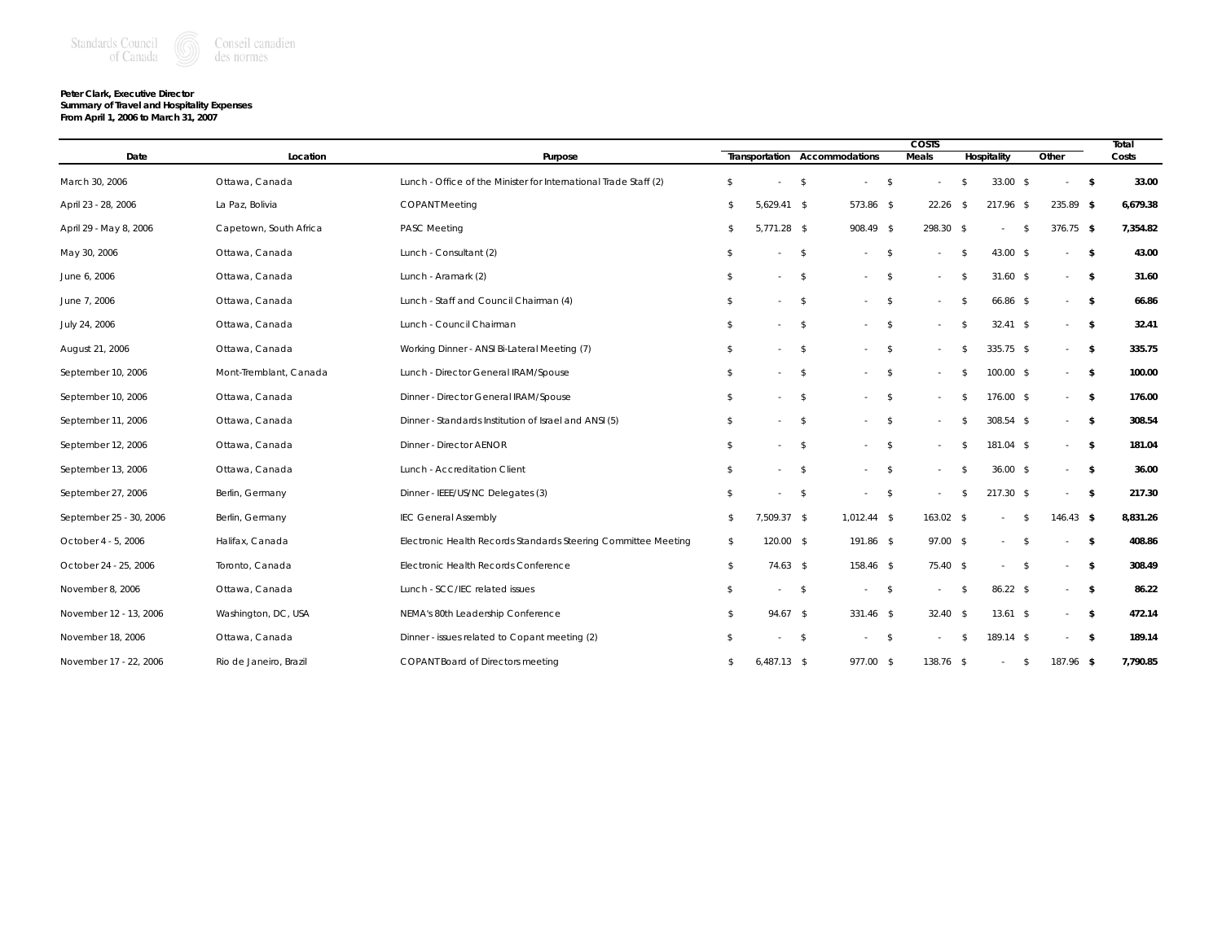Standards Council of Canada | Conseil canadien des normes

**Peter Clark, Executive Director**
**Summary of Travel and Hospitality Expenses**
**From April 1, 2006 to March 31, 2007**

| Date | Location | Purpose | Transportation | Accommodations | Meals | Hospitality | Other | Total Costs |
|---|---|---|---|---|---|---|---|---|
| | | | COSTS | | | | | |
| March 30, 2006 | Ottawa, Canada | Lunch - Office of the Minister for International Trade Staff (2) | $ - | $ - | $ - | $ 33.00 | $ - | **$ 33.00** |
| April 23 - 28, 2006 | La Paz, Bolivia | COPANT Meeting | $ 5,629.41 | $ 573.86 | $ 22.26 | $ 217.96 | $ 235.89 | **$ 6,679.38** |
| April 29 - May 8, 2006 | Capetown, South Africa | PASC Meeting | $ 5,771.28 | $ 908.49 | $ 298.30 | $ - | $ 376.75 | **$ 7,354.82** |
| May 30, 2006 | Ottawa, Canada | Lunch - Consultant (2) | $ - | $ - | $ - | $ 43.00 | $ - | **$ 43.00** |
| June 6, 2006 | Ottawa, Canada | Lunch - Aramark (2) | $ - | $ - | $ - | $ 31.60 | $ - | **$ 31.60** |
| June 7, 2006 | Ottawa, Canada | Lunch - Staff and Council Chairman (4) | $ - | $ - | $ - | $ 66.86 | $ - | **$ 66.86** |
| July 24, 2006 | Ottawa, Canada | Lunch - Council Chairman | $ - | $ - | $ - | $ 32.41 | $ - | **$ 32.41** |
| August 21, 2006 | Ottawa, Canada | Working Dinner - ANSI Bi-Lateral Meeting (7) | $ - | $ - | $ - | $ 335.75 | $ - | **$ 335.75** |
| September 10, 2006 | Mont-Tremblant, Canada | Lunch - Director General IRAM/Spouse | $ - | $ - | $ - | $ 100.00 | $ - | **$ 100.00** |
| September 10, 2006 | Ottawa, Canada | Dinner - Director General IRAM/Spouse | $ - | $ - | $ - | $ 176.00 | $ - | **$ 176.00** |
| September 11, 2006 | Ottawa, Canada | Dinner - Standards Institution of Israel and ANSI (5) | $ - | $ - | $ - | $ 308.54 | $ - | **$ 308.54** |
| September 12, 2006 | Ottawa, Canada | Dinner - Director AENOR | $ - | $ - | $ - | $ 181.04 | $ - | **$ 181.04** |
| September 13, 2006 | Ottawa, Canada | Lunch - Accreditation Client | $ - | $ - | $ - | $ 36.00 | $ - | **$ 36.00** |
| September 27, 2006 | Berlin, Germany | Dinner - IEEE/US/NC Delegates (3) | $ - | $ - | $ - | $ 217.30 | $ - | **$ 217.30** |
| September 25 - 30, 2006 | Berlin, Germany | IEC General Assembly | $ 7,509.37 | $ 1,012.44 | $ 163.02 | $ - | $ 146.43 | **$ 8,831.26** |
| October 4 - 5, 2006 | Halifax, Canada | Electronic Health Records Standards Steering Committee Meeting | $ 120.00 | $ 191.86 | $ 97.00 | $ - | $ - | **$ 408.86** |
| October 24 - 25, 2006 | Toronto, Canada | Electronic Health Records Conference | $ 74.63 | $ 158.46 | $ 75.40 | $ - | $ - | **$ 308.49** |
| November 8, 2006 | Ottawa, Canada | Lunch - SCC/IEC related issues | $ - | $ - | $ - | $ 86.22 | $ - | **$ 86.22** |
| November 12 - 13, 2006 | Washington, DC, USA | NEMA's 80th Leadership Conference | $ 94.67 | $ 331.46 | $ 32.40 | $ 13.61 | $ - | **$ 472.14** |
| November 18, 2006 | Ottawa, Canada | Dinner - issues related to Copant meeting (2) | $ - | $ - | $ - | $ 189.14 | $ - | **$ 189.14** |
| November 17 - 22, 2006 | Rio de Janeiro, Brazil | COPANT Board of Directors meeting | $ 6,487.13 | $ 977.00 | $ 138.76 | $ - | $ 187.96 | **$ 7,790.85** |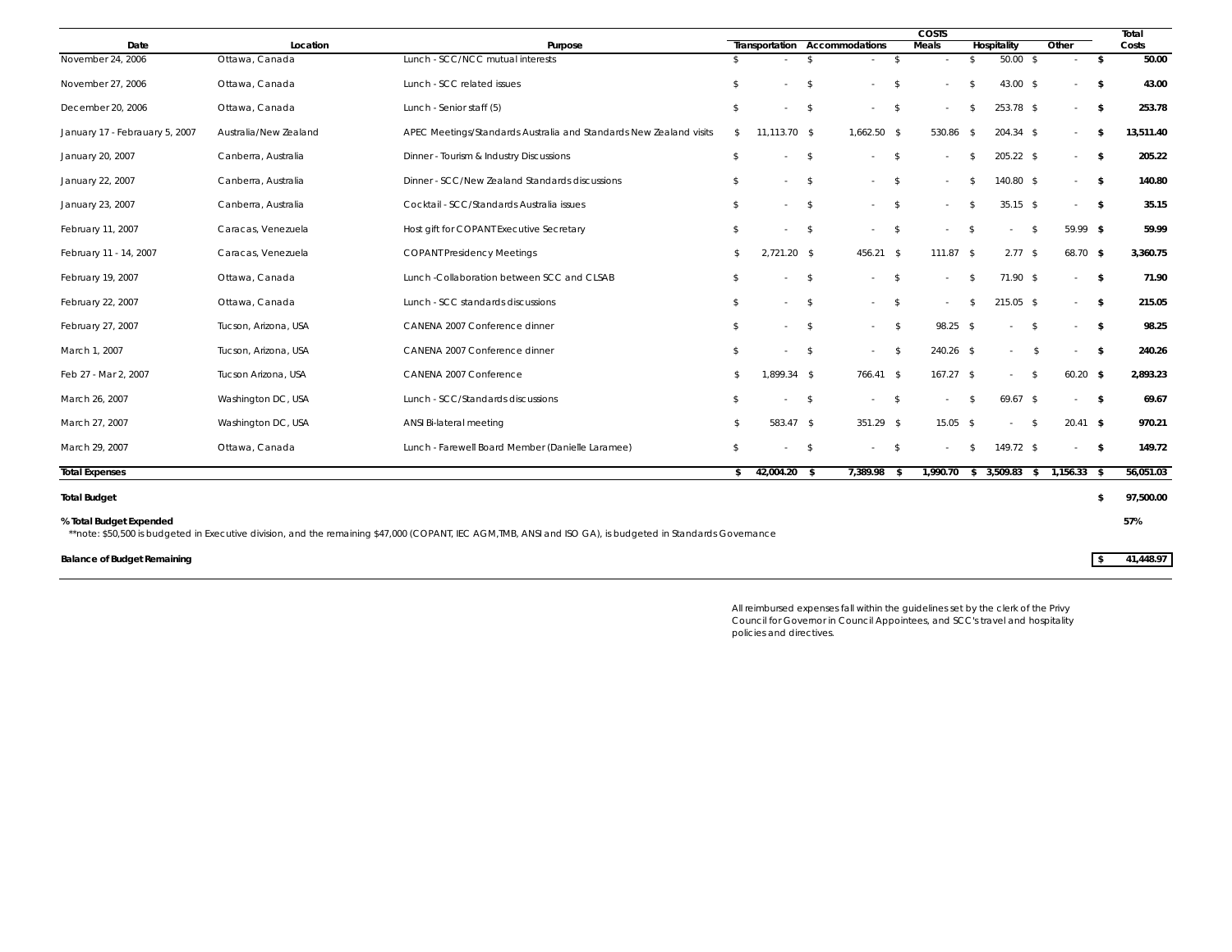| Date | Location | Purpose | COSTS | | | | | Total |
|---|---|---|---|---|---|---|---|---|
| | | | Transportation | Accommodations | Meals | Hospitality | Other | Costs |
| November 24, 2006 | Ottawa, Canada | Lunch - SCC/NCC mutual interests | $ - | $ - | $ - | $ 50.00 | $ - | **$ 50.00** |
| November 27, 2006 | Ottawa, Canada | Lunch - SCC related issues | $ - | $ - | $ - | $ 43.00 | $ - | **$ 43.00** |
| December 20, 2006 | Ottawa, Canada | Lunch - Senior staff (5) | $ - | $ - | $ - | $ 253.78 | $ - | **$ 253.78** |
| January 17 - Febrauary 5, 2007 | Australia/New Zealand | APEC Meetings/Standards Australia and Standards New Zealand visits | $ 11,113.70 | $ 1,662.50 | $ 530.86 | $ 204.34 | $ - | **$ 13,511.40** |
| January 20, 2007 | Canberra, Australia | Dinner - Tourism & Industry Discussions | $ - | $ - | $ - | $ 205.22 | $ - | **$ 205.22** |
| January 22, 2007 | Canberra, Australia | Dinner - SCC/New Zealand Standards discussions | $ - | $ - | $ - | $ 140.80 | $ - | **$ 140.80** |
| January 23, 2007 | Canberra, Australia | Cocktail - SCC/Standards Australia issues | $ - | $ - | $ - | $ 35.15 | $ - | **$ 35.15** |
| February 11, 2007 | Caracas, Venezuela | Host gift for COPANT Executive Secretary | $ - | $ - | $ - | $ - | $ 59.99 | **$ 59.99** |
| February 11 - 14, 2007 | Caracas, Venezuela | COPANT Presidency Meetings | $ 2,721.20 | $ 456.21 | $ 111.87 | $ 2.77 | $ 68.70 | **$ 3,360.75** |
| February 19, 2007 | Ottawa, Canada | Lunch -Collaboration between SCC and CLSAB | $ - | $ - | $ - | $ 71.90 | $ - | **$ 71.90** |
| February 22, 2007 | Ottawa, Canada | Lunch - SCC standards discussions | $ - | $ - | $ - | $ 215.05 | $ - | **$ 215.05** |
| February 27, 2007 | Tucson, Arizona, USA | CANENA 2007 Conference dinner | $ - | $ - | $ 98.25 | $ - | $ - | **$ 98.25** |
| March 1, 2007 | Tucson, Arizona, USA | CANENA 2007 Conference dinner | $ - | $ - | $ 240.26 | $ - | $ - | **$ 240.26** |
| Feb 27 - Mar 2, 2007 | Tucson Arizona, USA | CANENA 2007 Conference | $ 1,899.34 | $ 766.41 | $ 167.27 | $ - | $ 60.20 | **$ 2,893.23** |
| March 26, 2007 | Washington DC, USA | Lunch - SCC/Standards discussions | $ - | $ - | $ - | $ 69.67 | $ - | **$ 69.67** |
| March 27, 2007 | Washington DC, USA | ANSI Bi-lateral meeting | $ 583.47 | $ 351.29 | $ 15.05 | $ - | $ 20.41 | **$ 970.21** |
| March 29, 2007 | Ottawa, Canada | Lunch - Farewell Board Member (Danielle Laramee) | $ - | $ - | $ - | $ 149.72 | $ - | **$ 149.72** |
| **Total Expenses** | | | **$ 42,004.20** | **$ 7,389.98** | **$ 1,990.70** | **$ 3,509.83** | **$ 1,156.33** | **$ 56,051.03** |
| **Total Budget** | | | | | | | | **$ 97,500.00** |
| **% Total Budget Expended** | | | | | | | | **57%** |
| **Balance of Budget Remaining** | | | | | | | | **$ 41,448.97** |

**note: $50,500 is budgeted in Executive division, and the remaining $47,000 (COPANT, IEC AGM,TMB, ANSI and ISO GA), is budgeted in Standards Governance

All reimbursed expenses fall within the guidelines set by the clerk of the Privy Council for Governor in Council Appointees, and SCC's travel and hospitality policies and directives.